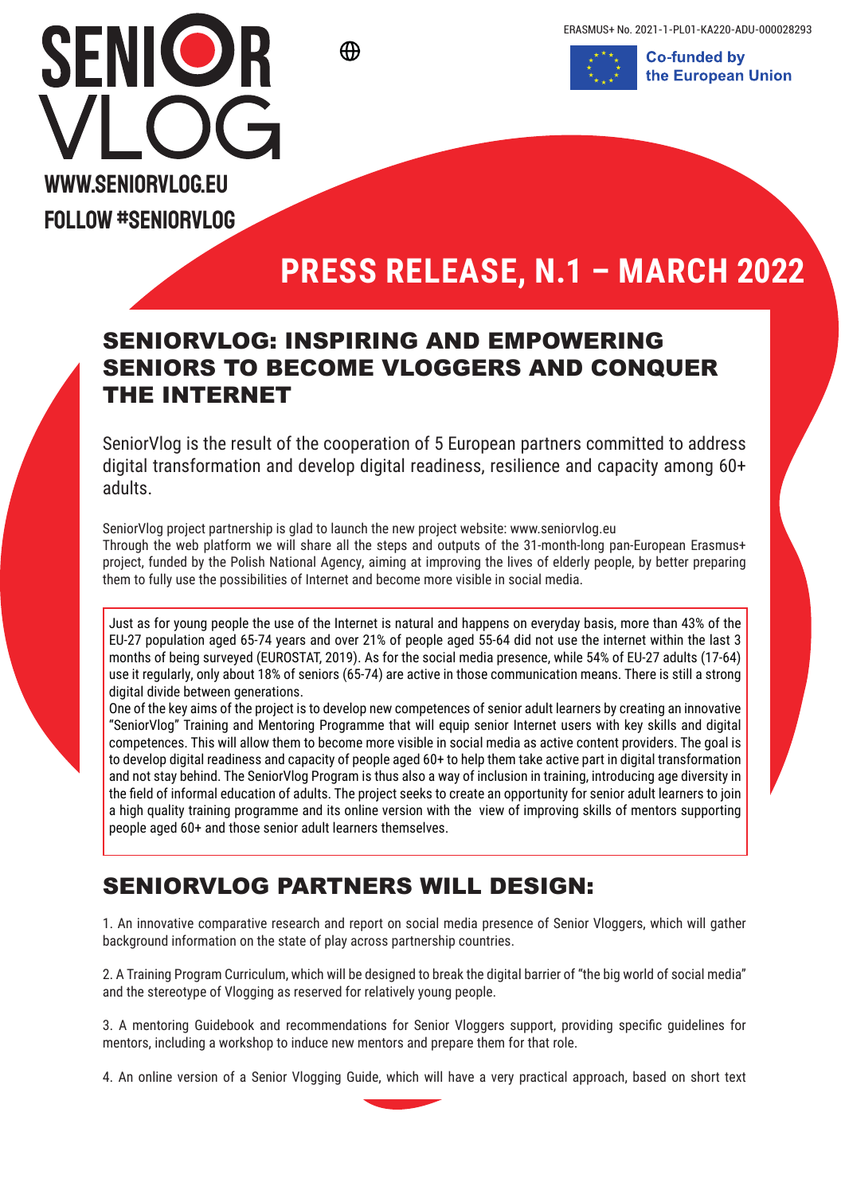ERASMUS+ No. 2021-1-PL01-KA220-ADU-000028293

SENIOR VLOG

WWW.SENIORVLOG.EU

FOLLOW #SENIORVLOG

Co-funded by the European Union

# PRESS RELEASE, N.1 – MARCH 2022

## SENIORVLOG: INSPIRING AND EMPOWERING SENIORS TO BECOME VLOGGERS AND CONQUER THE INTERNET

SeniorVlog is the result of the cooperation of 5 European partners committed to address digital transformation and develop digital readiness, resilience and capacity among 60+ adults.

SeniorVlog project partnership is glad to launch the new project website: www.seniorvlog.eu
Through the web platform we will share all the steps and outputs of the 31-month-long pan-European Erasmus+ project, funded by the Polish National Agency, aiming at improving the lives of elderly people, by better preparing them to fully use the possibilities of Internet and become more visible in social media.

Just as for young people the use of the Internet is natural and happens on everyday basis, more than 43% of the EU-27 population aged 65-74 years and over 21% of people aged 55-64 did not use the internet within the last 3 months of being surveyed (EUROSTAT, 2019). As for the social media presence, while 54% of EU-27 adults (17-64) use it regularly, only about 18% of seniors (65-74) are active in those communication means. There is still a strong digital divide between generations.
One of the key aims of the project is to develop new competences of senior adult learners by creating an innovative "SeniorVlog" Training and Mentoring Programme that will equip senior Internet users with key skills and digital competences. This will allow them to become more visible in social media as active content providers. The goal is to develop digital readiness and capacity of people aged 60+ to help them take active part in digital transformation and not stay behind. The SeniorVlog Program is thus also a way of inclusion in training, introducing age diversity in the field of informal education of adults. The project seeks to create an opportunity for senior adult learners to join a high quality training programme and its online version with the view of improving skills of mentors supporting people aged 60+ and those senior adult learners themselves.

## SENIORVLOG PARTNERS WILL DESIGN:

1. An innovative comparative research and report on social media presence of Senior Vloggers, which will gather background information on the state of play across partnership countries.

2. A Training Program Curriculum, which will be designed to break the digital barrier of "the big world of social media" and the stereotype of Vlogging as reserved for relatively young people.

3. A mentoring Guidebook and recommendations for Senior Vloggers support, providing specific guidelines for mentors, including a workshop to induce new mentors and prepare them for that role.

4. An online version of a Senior Vlogging Guide, which will have a very practical approach, based on short text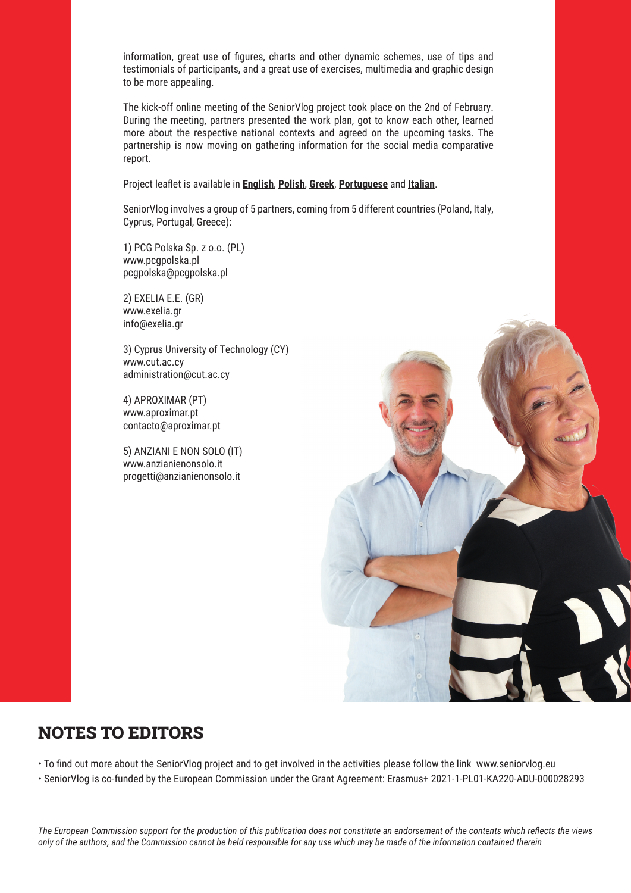information, great use of figures, charts and other dynamic schemes, use of tips and testimonials of participants, and a great use of exercises, multimedia and graphic design to be more appealing.

The kick-off online meeting of the SeniorVlog project took place on the 2nd of February. During the meeting, partners presented the work plan, got to know each other, learned more about the respective national contexts and agreed on the upcoming tasks. The partnership is now moving on gathering information for the social media comparative report.

Project leaflet is available in **English**, **Polish**, **Greek**, **Portuguese** and **Italian**.

SeniorVlog involves a group of 5 partners, coming from 5 different countries (Poland, Italy, Cyprus, Portugal, Greece):

1) PCG Polska Sp. z o.o. (PL)
www.pcgpolska.pl
pcgpolska@pcgpolska.pl

2) EXELIA E.E. (GR)
www.exelia.gr
info@exelia.gr

3) Cyprus University of Technology (CY)
www.cut.ac.cy
administration@cut.ac.cy

4) APROXIMAR (PT)
www.aproximar.pt
contacto@aproximar.pt

5) ANZIANI E NON SOLO (IT)
www.anzianienonsolo.it
progetti@anzianienonsolo.it

# NOTES TO EDITORS

- To find out more about the SeniorVlog project and to get involved in the activities please follow the link www.seniorvlog.eu
- SeniorVlog is co-funded by the European Commission under the Grant Agreement: Erasmus+ 2021-1-PL01-KA220-ADU-000028293

*The European Commission support for the production of this publication does not constitute an endorsement of the contents which reflects the views only of the authors, and the Commission cannot be held responsible for any use which may be made of the information contained therein*